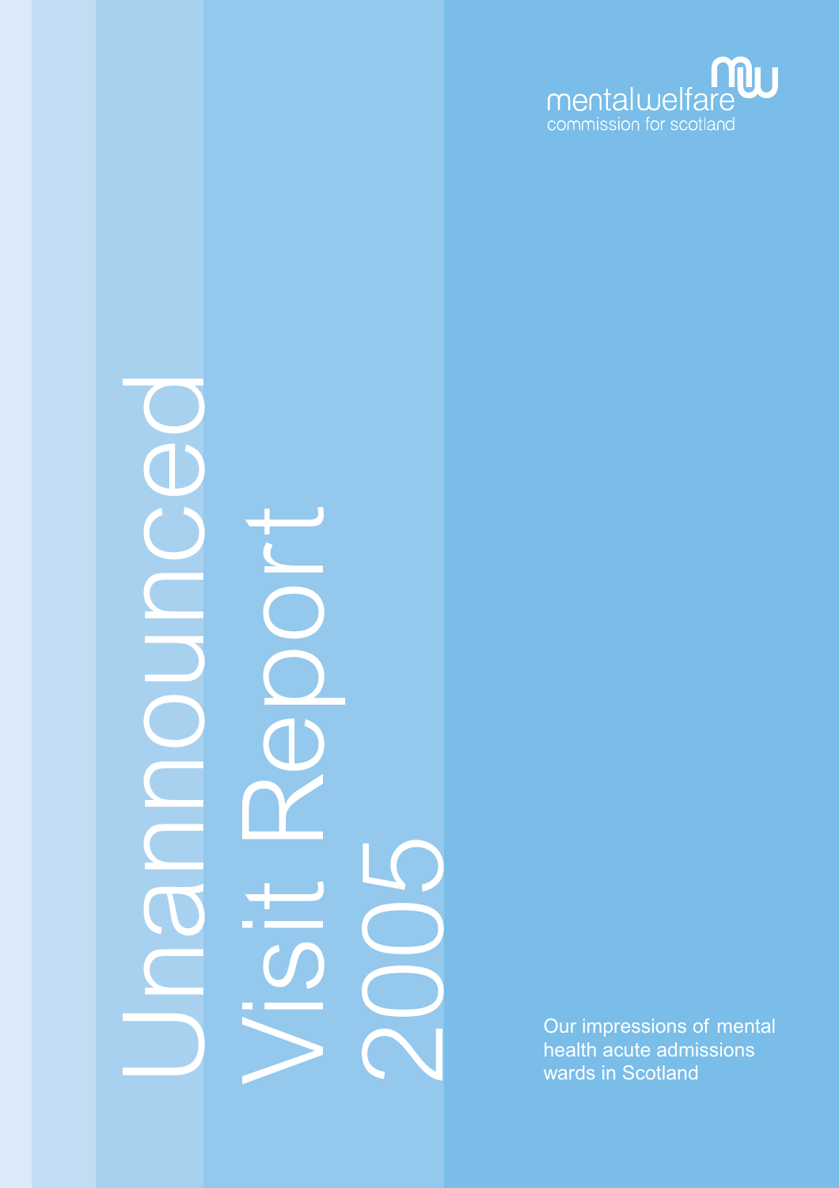mentalwelfare
commission for scotland

# Unannounced Visit Report 2005

Our impressions of mental health acute admissions wards in Scotland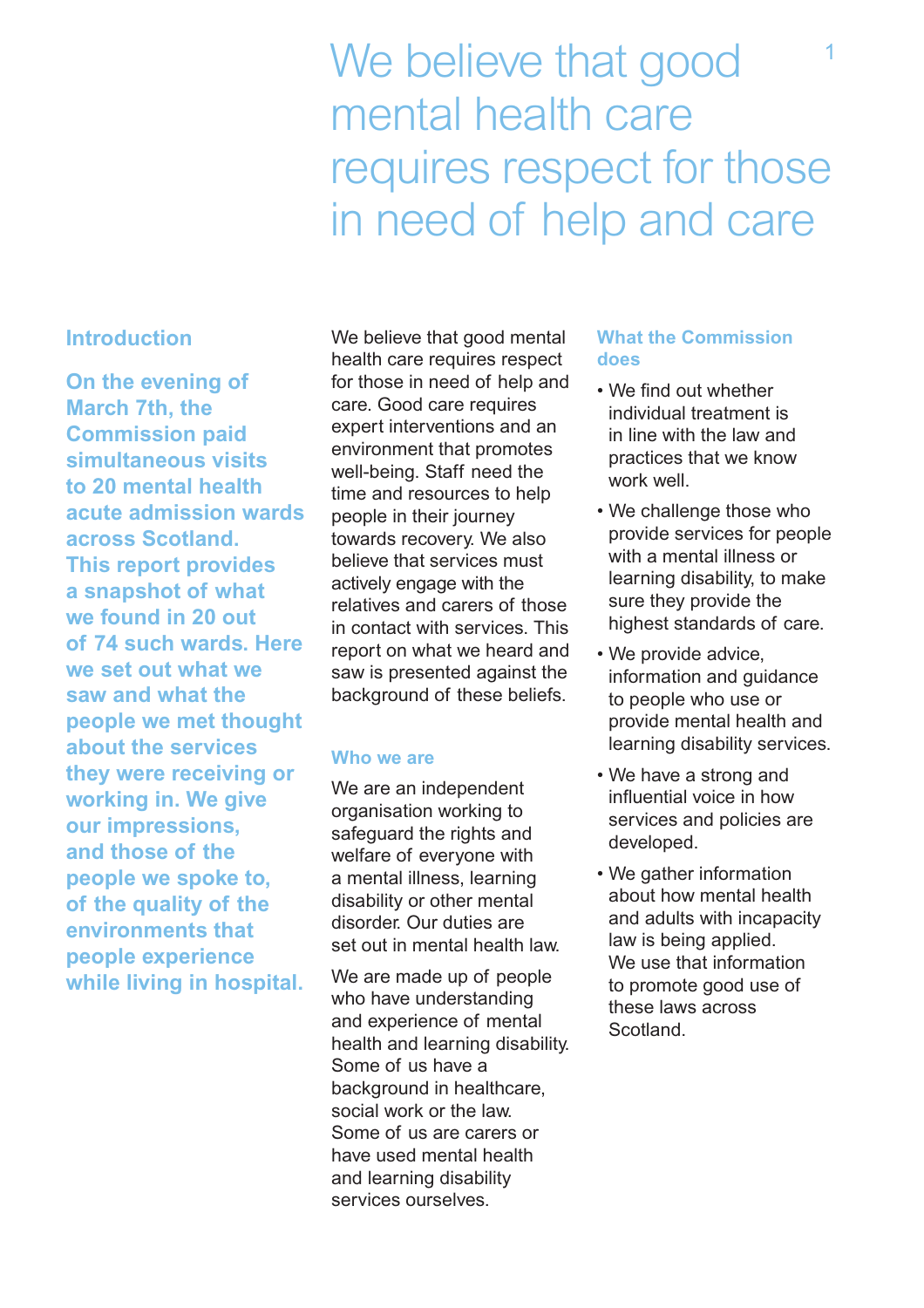# We believe that good mental health care requires respect for those in need of help and care

## Introduction

**On the evening of March 7th, the Commission paid simultaneous visits to 20 mental health acute admission wards across Scotland. This report provides a snapshot of what we found in 20 out of 74 such wards. Here we set out what we saw and what the people we met thought about the services they were receiving or working in. We give our impressions, and those of the people we spoke to, of the quality of the environments that people experience while living in hospital.**

We believe that good mental health care requires respect for those in need of help and care. Good care requires expert interventions and an environment that promotes well-being. Staff need the time and resources to help people in their journey towards recovery. We also believe that services must actively engage with the relatives and carers of those in contact with services. This report on what we heard and saw is presented against the background of these beliefs.

### Who we are

We are an independent organisation working to safeguard the rights and welfare of everyone with a mental illness, learning disability or other mental disorder. Our duties are set out in mental health law.

We are made up of people who have understanding and experience of mental health and learning disability. Some of us have a background in healthcare, social work or the law. Some of us are carers or have used mental health and learning disability services ourselves.

### What the Commission does

- We find out whether individual treatment is in line with the law and practices that we know work well.
- We challenge those who provide services for people with a mental illness or learning disability, to make sure they provide the highest standards of care.
- We provide advice, information and guidance to people who use or provide mental health and learning disability services.
- We have a strong and influential voice in how services and policies are developed.
- We gather information about how mental health and adults with incapacity law is being applied. We use that information to promote good use of these laws across Scotland.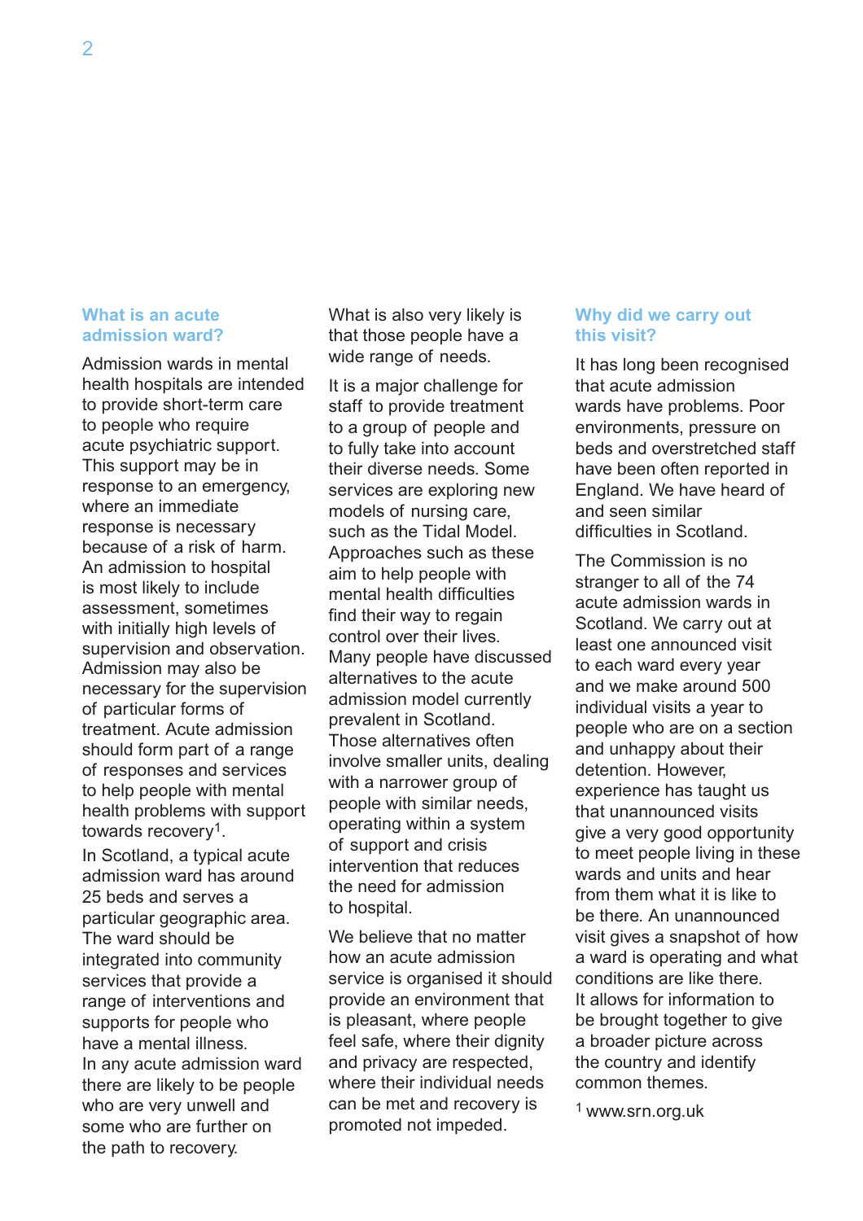## What is an acute admission ward?

Admission wards in mental health hospitals are intended to provide short-term care to people who require acute psychiatric support. This support may be in response to an emergency, where an immediate response is necessary because of a risk of harm. An admission to hospital is most likely to include assessment, sometimes with initially high levels of supervision and observation. Admission may also be necessary for the supervision of particular forms of treatment. Acute admission should form part of a range of responses and services to help people with mental health problems with support towards recovery[1].

In Scotland, a typical acute admission ward has around 25 beds and serves a particular geographic area. The ward should be integrated into community services that provide a range of interventions and supports for people who have a mental illness.

In any acute admission ward there are likely to be people who are very unwell and some who are further on the path to recovery. What is also very likely is that those people have a wide range of needs.

It is a major challenge for staff to provide treatment to a group of people and to fully take into account their diverse needs. Some services are exploring new models of nursing care, such as the Tidal Model. Approaches such as these aim to help people with mental health difficulties find their way to regain control over their lives. Many people have discussed alternatives to the acute admission model currently prevalent in Scotland. Those alternatives often involve smaller units, dealing with a narrower group of people with similar needs, operating within a system of support and crisis intervention that reduces the need for admission to hospital.

We believe that no matter how an acute admission service is organised it should provide an environment that is pleasant, where people feel safe, where their dignity and privacy are respected, where their individual needs can be met and recovery is promoted not impeded.

## Why did we carry out this visit?

It has long been recognised that acute admission wards have problems. Poor environments, pressure on beds and overstretched staff have been often reported in England. We have heard of and seen similar difficulties in Scotland.

The Commission is no stranger to all of the 74 acute admission wards in Scotland. We carry out at least one announced visit to each ward every year and we make around 500 individual visits a year to people who are on a section and unhappy about their detention. However, experience has taught us that unannounced visits give a very good opportunity to meet people living in these wards and units and hear from them what it is like to be there. An unannounced visit gives a snapshot of how a ward is operating and what conditions are like there. It allows for information to be brought together to give a broader picture across the country and identify common themes.

[1] www.srn.org.uk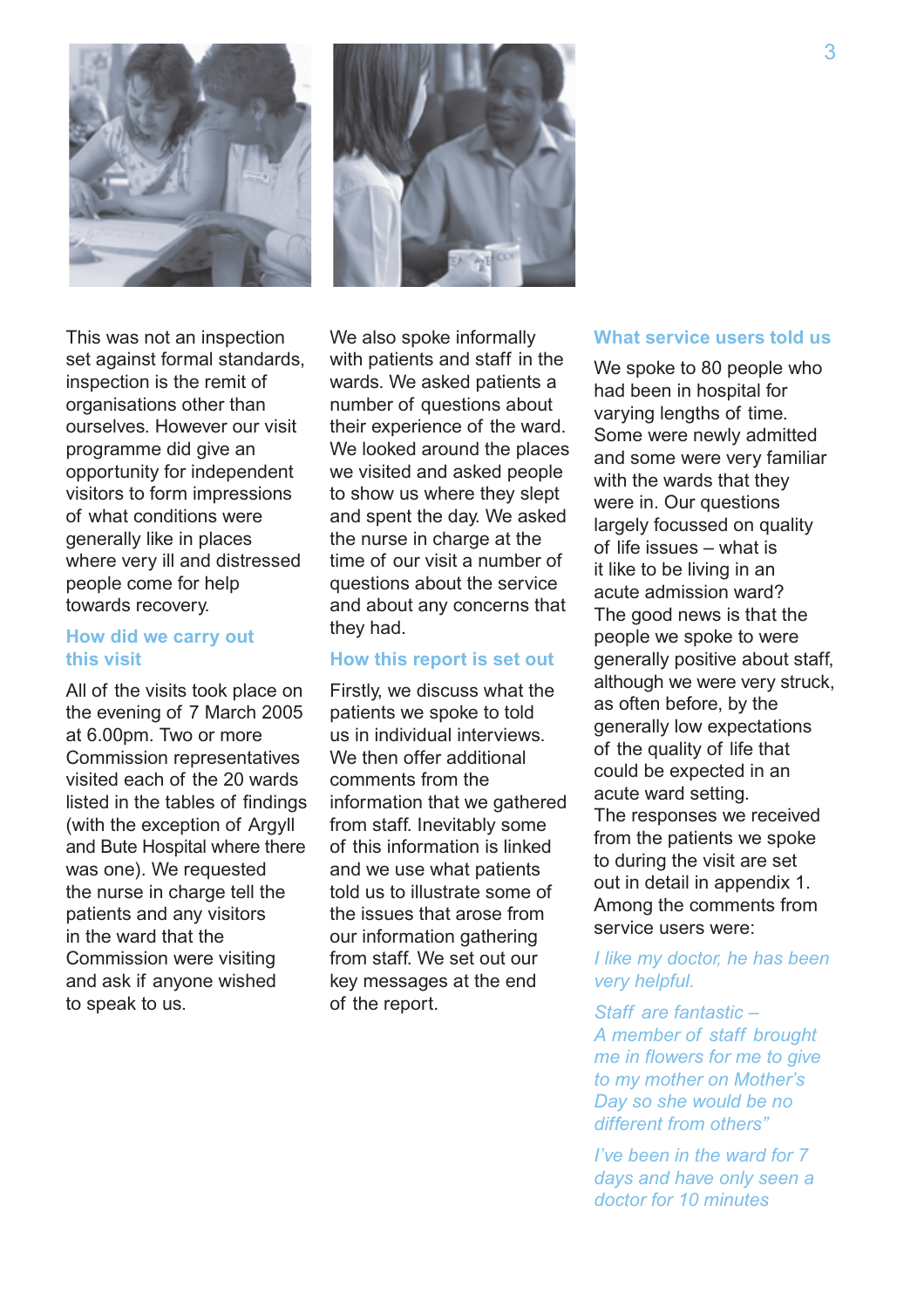This was not an inspection set against formal standards, inspection is the remit of organisations other than ourselves. However our visit programme did give an opportunity for independent visitors to form impressions of what conditions were generally like in places where very ill and distressed people come for help towards recovery.

## How did we carry out this visit

All of the visits took place on the evening of 7 March 2005 at 6.00pm. Two or more Commission representatives visited each of the 20 wards listed in the tables of findings (with the exception of Argyll and Bute Hospital where there was one). We requested the nurse in charge tell the patients and any visitors in the ward that the Commission were visiting and ask if anyone wished to speak to us.

We also spoke informally with patients and staff in the wards. We asked patients a number of questions about their experience of the ward. We looked around the places we visited and asked people to show us where they slept and spent the day. We asked the nurse in charge at the time of our visit a number of questions about the service and about any concerns that they had.

## How this report is set out

Firstly, we discuss what the patients we spoke to told us in individual interviews. We then offer additional comments from the information that we gathered from staff. Inevitably some of this information is linked and we use what patients told us to illustrate some of the issues that arose from our information gathering from staff. We set out our key messages at the end of the report.

## What service users told us

We spoke to 80 people who had been in hospital for varying lengths of time. Some were newly admitted and some were very familiar with the wards that they were in. Our questions largely focussed on quality of life issues – what is it like to be living in an acute admission ward? The good news is that the people we spoke to were generally positive about staff, although we were very struck, as often before, by the generally low expectations of the quality of life that could be expected in an acute ward setting.

The responses we received from the patients we spoke to during the visit are set out in detail in appendix 1. Among the comments from service users were:

*I like my doctor, he has been very helpful.*

*Staff are fantastic – A member of staff brought me in flowers for me to give to my mother on Mother's Day so she would be no different from others"*

*I've been in the ward for 7 days and have only seen a doctor for 10 minutes*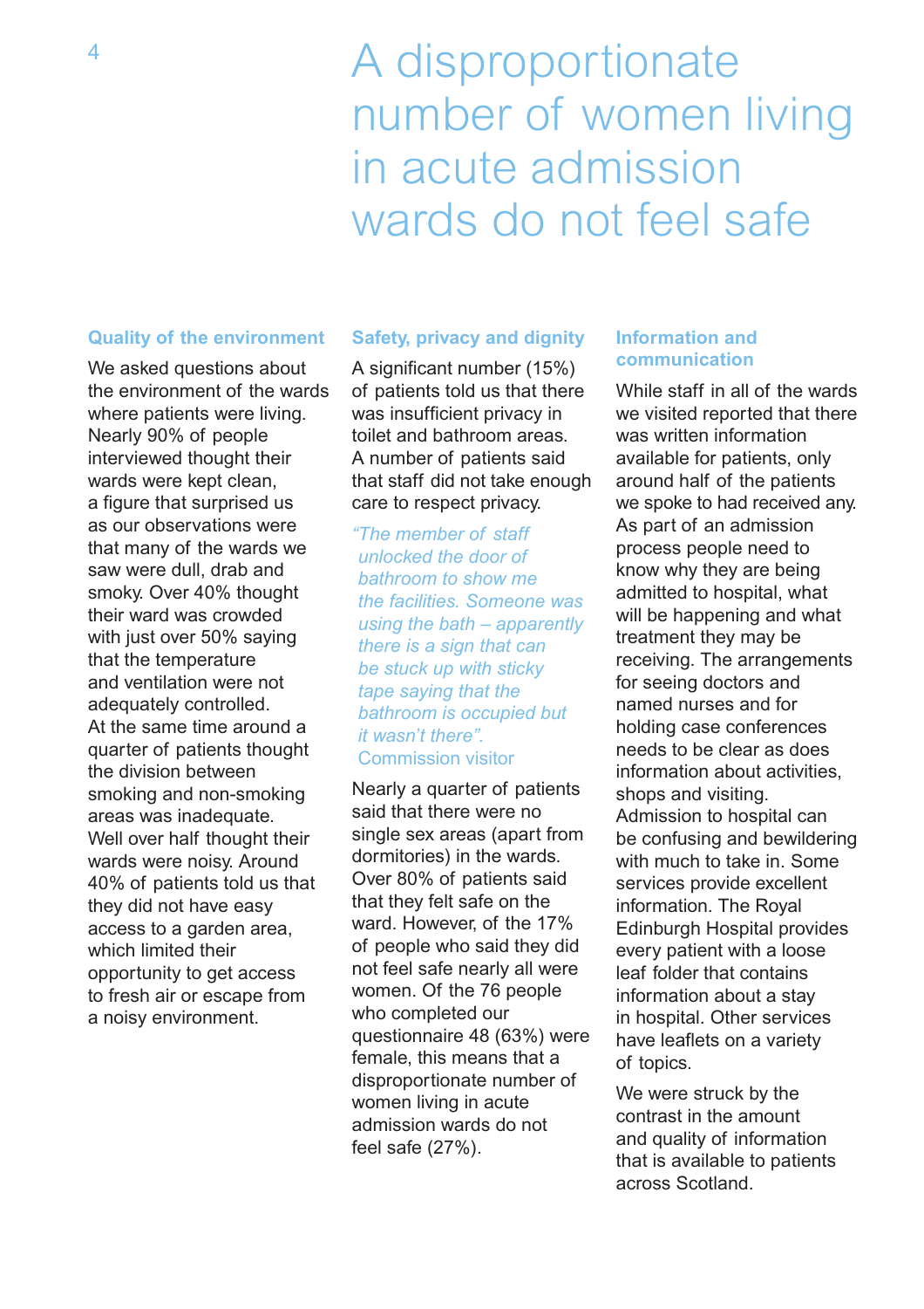# A disproportionate number of women living in acute admission wards do not feel safe

### Quality of the environment

We asked questions about the environment of the wards where patients were living. Nearly 90% of people interviewed thought their wards were kept clean, a figure that surprised us as our observations were that many of the wards we saw were dull, drab and smoky. Over 40% thought their ward was crowded with just over 50% saying that the temperature and ventilation were not adequately controlled. At the same time around a quarter of patients thought the division between smoking and non-smoking areas was inadequate. Well over half thought their wards were noisy. Around 40% of patients told us that they did not have easy access to a garden area, which limited their opportunity to get access to fresh air or escape from a noisy environment.

### Safety, privacy and dignity

A significant number (15%) of patients told us that there was insufficient privacy in toilet and bathroom areas. A number of patients said that staff did not take enough care to respect privacy.

*"The member of staff unlocked the door of bathroom to show me the facilities. Someone was using the bath – apparently there is a sign that can be stuck up with sticky tape saying that the bathroom is occupied but it wasn't there".*
Commission visitor

Nearly a quarter of patients said that there were no single sex areas (apart from dormitories) in the wards. Over 80% of patients said that they felt safe on the ward. However, of the 17% of people who said they did not feel safe nearly all were women. Of the 76 people who completed our questionnaire 48 (63%) were female, this means that a disproportionate number of women living in acute admission wards do not feel safe (27%).

### Information and communication

While staff in all of the wards we visited reported that there was written information available for patients, only around half of the patients we spoke to had received any. As part of an admission process people need to know why they are being admitted to hospital, what will be happening and what treatment they may be receiving. The arrangements for seeing doctors and named nurses and for holding case conferences needs to be clear as does information about activities, shops and visiting. Admission to hospital can be confusing and bewildering with much to take in. Some services provide excellent information. The Royal Edinburgh Hospital provides every patient with a loose leaf folder that contains information about a stay in hospital. Other services have leaflets on a variety of topics.

We were struck by the contrast in the amount and quality of information that is available to patients across Scotland.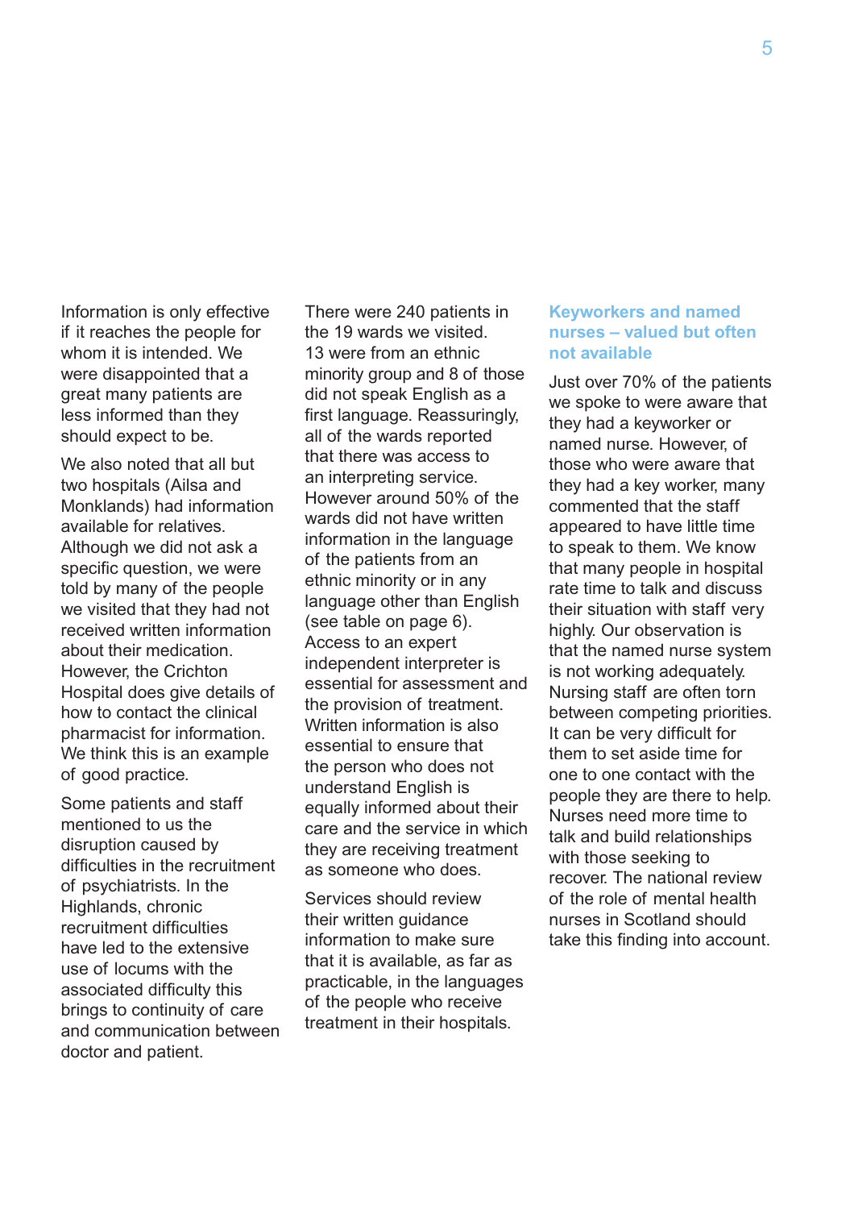Information is only effective if it reaches the people for whom it is intended. We were disappointed that a great many patients are less informed than they should expect to be.

We also noted that all but two hospitals (Ailsa and Monklands) had information available for relatives. Although we did not ask a specific question, we were told by many of the people we visited that they had not received written information about their medication. However, the Crichton Hospital does give details of how to contact the clinical pharmacist for information. We think this is an example of good practice.

Some patients and staff mentioned to us the disruption caused by difficulties in the recruitment of psychiatrists. In the Highlands, chronic recruitment difficulties have led to the extensive use of locums with the associated difficulty this brings to continuity of care and communication between doctor and patient.

There were 240 patients in the 19 wards we visited. 13 were from an ethnic minority group and 8 of those did not speak English as a first language. Reassuringly, all of the wards reported that there was access to an interpreting service. However around 50% of the wards did not have written information in the language of the patients from an ethnic minority or in any language other than English (see table on page 6). Access to an expert independent interpreter is essential for assessment and the provision of treatment. Written information is also essential to ensure that the person who does not understand English is equally informed about their care and the service in which they are receiving treatment as someone who does.

Services should review their written guidance information to make sure that it is available, as far as practicable, in the languages of the people who receive treatment in their hospitals.

## Keyworkers and named nurses – valued but often not available

Just over 70% of the patients we spoke to were aware that they had a keyworker or named nurse. However, of those who were aware that they had a key worker, many commented that the staff appeared to have little time to speak to them. We know that many people in hospital rate time to talk and discuss their situation with staff very highly. Our observation is that the named nurse system is not working adequately. Nursing staff are often torn between competing priorities. It can be very difficult for them to set aside time for one to one contact with the people they are there to help. Nurses need more time to talk and build relationships with those seeking to recover. The national review of the role of mental health nurses in Scotland should take this finding into account.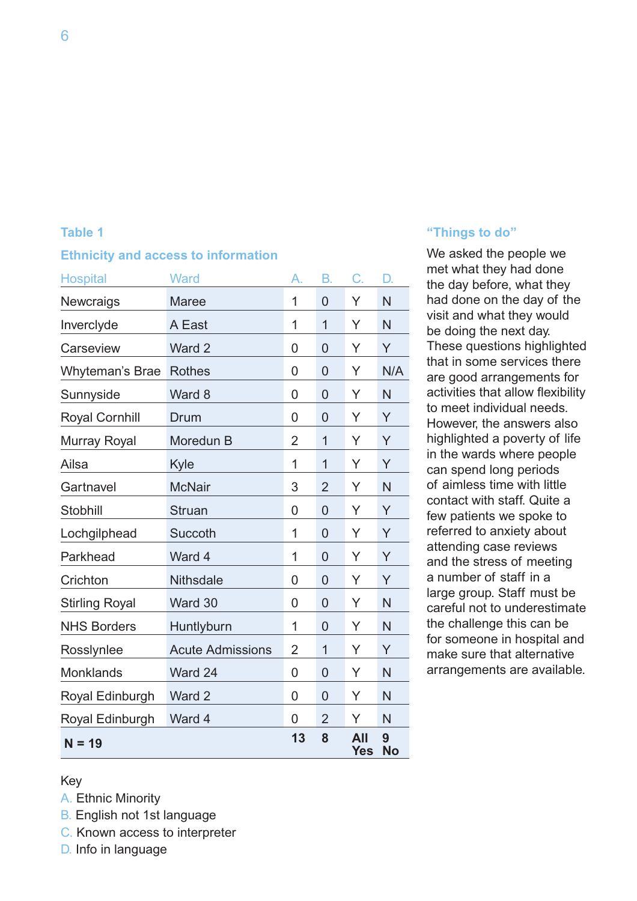### Table 1

**Ethnicity and access to information**

| Hospital | Ward | A. | B. | C. | D. |
|---|---|---|---|---|---|
| Newcraigs | Maree | 1 | 0 | Y | N |
| Inverclyde | A East | 1 | 1 | Y | N |
| Carseview | Ward 2 | 0 | 0 | Y | Y |
| Whyteman's Brae | Rothes | 0 | 0 | Y | N/A |
| Sunnyside | Ward 8 | 0 | 0 | Y | N |
| Royal Cornhill | Drum | 0 | 0 | Y | Y |
| Murray Royal | Moredun B | 2 | 1 | Y | Y |
| Ailsa | Kyle | 1 | 1 | Y | Y |
| Gartnavel | McNair | 3 | 2 | Y | N |
| Stobhill | Struan | 0 | 0 | Y | Y |
| Lochgilphead | Succoth | 1 | 0 | Y | Y |
| Parkhead | Ward 4 | 1 | 0 | Y | Y |
| Crichton | Nithsdale | 0 | 0 | Y | Y |
| Stirling Royal | Ward 30 | 0 | 0 | Y | N |
| NHS Borders | Huntlyburn | 1 | 0 | Y | N |
| Rosslynlee | Acute Admissions | 2 | 1 | Y | Y |
| Monklands | Ward 24 | 0 | 0 | Y | N |
| Royal Edinburgh | Ward 2 | 0 | 0 | Y | N |
| Royal Edinburgh | Ward 4 | 0 | 2 | Y | N |
| **N = 19** | | **13** | **8** | **All Yes** | **9 No** |

Key
A. Ethnic Minority
B. English not 1st language
C. Known access to interpreter
D. Info in language

### "Things to do"

We asked the people we met what they had done the day before, what they had done on the day of the visit and what they would be doing the next day. These questions highlighted that in some services there are good arrangements for activities that allow flexibility to meet individual needs. However, the answers also highlighted a poverty of life in the wards where people can spend long periods of aimless time with little contact with staff. Quite a few patients we spoke to referred to anxiety about attending case reviews and the stress of meeting a number of staff in a large group. Staff must be careful not to underestimate the challenge this can be for someone in hospital and make sure that alternative arrangements are available.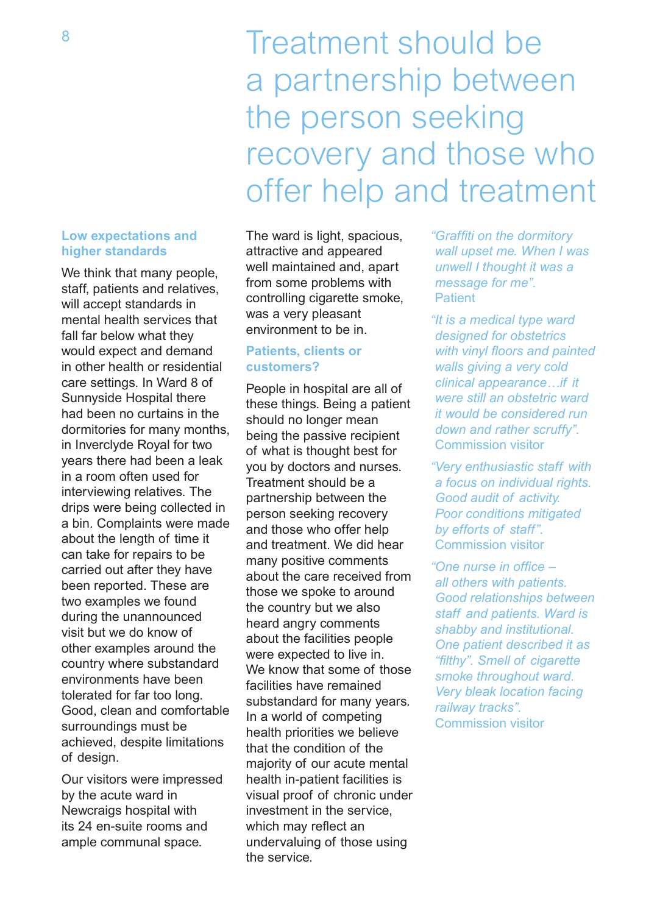# Treatment should be a partnership between the person seeking recovery and those who offer help and treatment

### Low expectations and higher standards

We think that many people, staff, patients and relatives, will accept standards in mental health services that fall far below what they would expect and demand in other health or residential care settings. In Ward 8 of Sunnyside Hospital there had been no curtains in the dormitories for many months, in Inverclyde Royal for two years there had been a leak in a room often used for interviewing relatives. The drips were being collected in a bin. Complaints were made about the length of time it can take for repairs to be carried out after they have been reported. These are two examples we found during the unannounced visit but we do know of other examples around the country where substandard environments have been tolerated for far too long. Good, clean and comfortable surroundings must be achieved, despite limitations of design.

Our visitors were impressed by the acute ward in Newcraigs hospital with its 24 en-suite rooms and ample communal space. The ward is light, spacious, attractive and appeared well maintained and, apart from some problems with controlling cigarette smoke, was a very pleasant environment to be in.

### Patients, clients or customers?

People in hospital are all of these things. Being a patient should no longer mean being the passive recipient of what is thought best for you by doctors and nurses. Treatment should be a partnership between the person seeking recovery and those who offer help and treatment. We did hear many positive comments about the care received from those we spoke to around the country but we also heard angry comments about the facilities people were expected to live in. We know that some of those facilities have remained substandard for many years. In a world of competing health priorities we believe that the condition of the majority of our acute mental health in-patient facilities is visual proof of chronic under investment in the service, which may reflect an undervaluing of those using the service.

*"Graffiti on the dormitory wall upset me. When I was unwell I thought it was a message for me".*
Patient

*"It is a medical type ward designed for obstetrics with vinyl floors and painted walls giving a very cold clinical appearance…if it were still an obstetric ward it would be considered run down and rather scruffy".*
Commission visitor

*"Very enthusiastic staff with a focus on individual rights. Good audit of activity. Poor conditions mitigated by efforts of staff".*
Commission visitor

*"One nurse in office – all others with patients. Good relationships between staff and patients. Ward is shabby and institutional. One patient described it as "filthy". Smell of cigarette smoke throughout ward. Very bleak location facing railway tracks".*
Commission visitor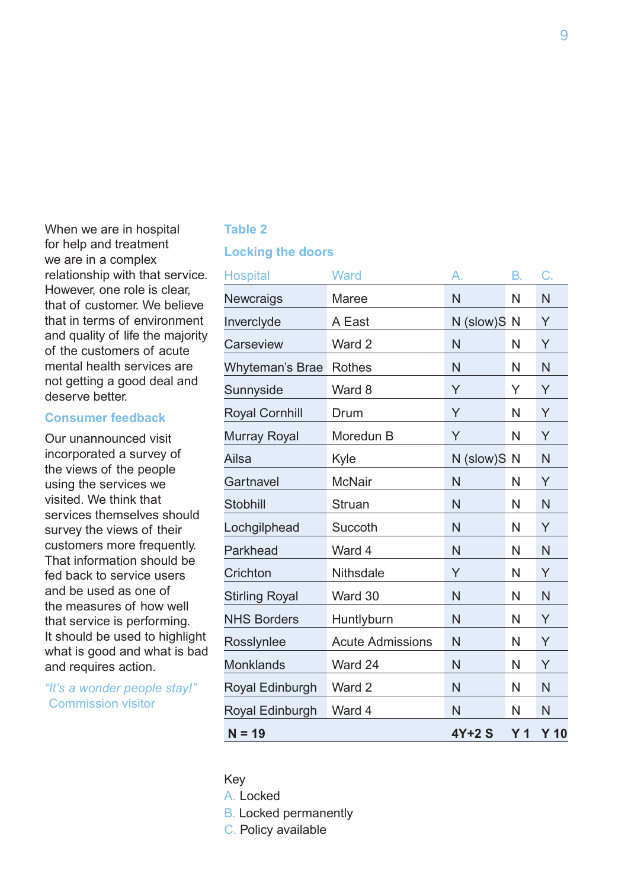When we are in hospital for help and treatment we are in a complex relationship with that service. However, one role is clear, that of customer. We believe that in terms of environment and quality of life the majority of the customers of acute mental health services are not getting a good deal and deserve better.

## Consumer feedback

Our unannounced visit incorporated a survey of the views of the people using the services we visited. We think that services themselves should survey the views of their customers more frequently. That information should be fed back to service users and be used as one of the measures of how well that service is performing. It should be used to highlight what is good and what is bad and requires action.

*"It's a wonder people stay!"*
Commission visitor

**Table 2**

**Locking the doors**

| Hospital | Ward | A. | B. | C. |
|---|---|---|---|---|
| Newcraigs | Maree | N | N | N |
| Inverclyde | A East | N (slow)S | N | Y |
| Carseview | Ward 2 | N | N | Y |
| Whyteman's Brae | Rothes | N | N | N |
| Sunnyside | Ward 8 | Y | Y | Y |
| Royal Cornhill | Drum | Y | N | Y |
| Murray Royal | Moredun B | Y | N | Y |
| Ailsa | Kyle | N (slow)S | N | N |
| Gartnavel | McNair | N | N | Y |
| Stobhill | Struan | N | N | N |
| Lochgilphead | Succoth | N | N | Y |
| Parkhead | Ward 4 | N | N | N |
| Crichton | Nithsdale | Y | N | Y |
| Stirling Royal | Ward 30 | N | N | N |
| NHS Borders | Huntlyburn | N | N | Y |
| Rosslynlee | Acute Admissions | N | N | Y |
| Monklands | Ward 24 | N | N | Y |
| Royal Edinburgh | Ward 2 | N | N | N |
| Royal Edinburgh | Ward 4 | N | N | N |
| **N = 19** | | **4Y+2 S** | **Y 1** | **Y 10** |

Key
A. Locked
B. Locked permanently
C. Policy available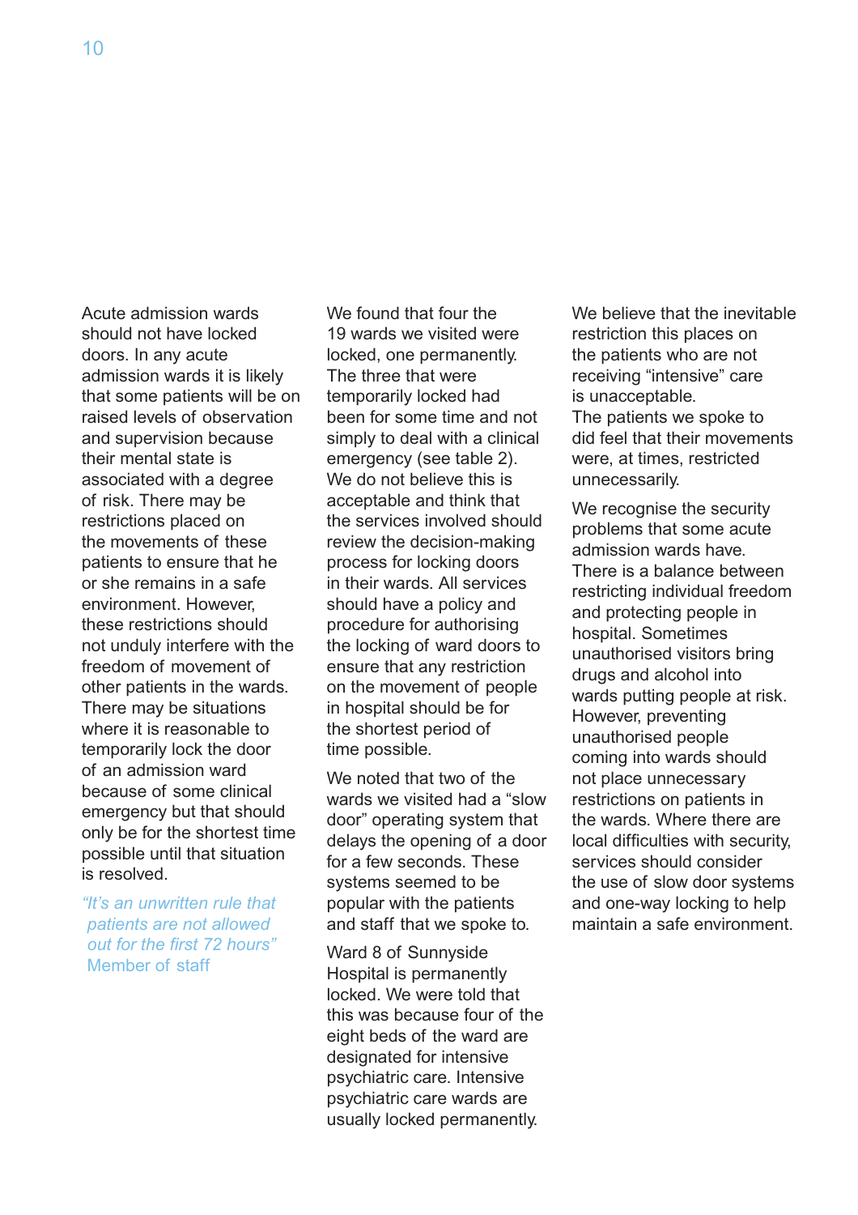Acute admission wards should not have locked doors. In any acute admission wards it is likely that some patients will be on raised levels of observation and supervision because their mental state is associated with a degree of risk. There may be restrictions placed on the movements of these patients to ensure that he or she remains in a safe environment. However, these restrictions should not unduly interfere with the freedom of movement of other patients in the wards. There may be situations where it is reasonable to temporarily lock the door of an admission ward because of some clinical emergency but that should only be for the shortest time possible until that situation is resolved.

*"It's an unwritten rule that patients are not allowed out for the first 72 hours"*
Member of staff

We found that four the 19 wards we visited were locked, one permanently. The three that were temporarily locked had been for some time and not simply to deal with a clinical emergency (see table 2). We do not believe this is acceptable and think that the services involved should review the decision-making process for locking doors in their wards. All services should have a policy and procedure for authorising the locking of ward doors to ensure that any restriction on the movement of people in hospital should be for the shortest period of time possible.

We noted that two of the wards we visited had a "slow door" operating system that delays the opening of a door for a few seconds. These systems seemed to be popular with the patients and staff that we spoke to.

Ward 8 of Sunnyside Hospital is permanently locked. We were told that this was because four of the eight beds of the ward are designated for intensive psychiatric care. Intensive psychiatric care wards are usually locked permanently.

We believe that the inevitable restriction this places on the patients who are not receiving "intensive" care is unacceptable. The patients we spoke to did feel that their movements were, at times, restricted unnecessarily.

We recognise the security problems that some acute admission wards have. There is a balance between restricting individual freedom and protecting people in hospital. Sometimes unauthorised visitors bring drugs and alcohol into wards putting people at risk. However, preventing unauthorised people coming into wards should not place unnecessary restrictions on patients in the wards. Where there are local difficulties with security, services should consider the use of slow door systems and one-way locking to help maintain a safe environment.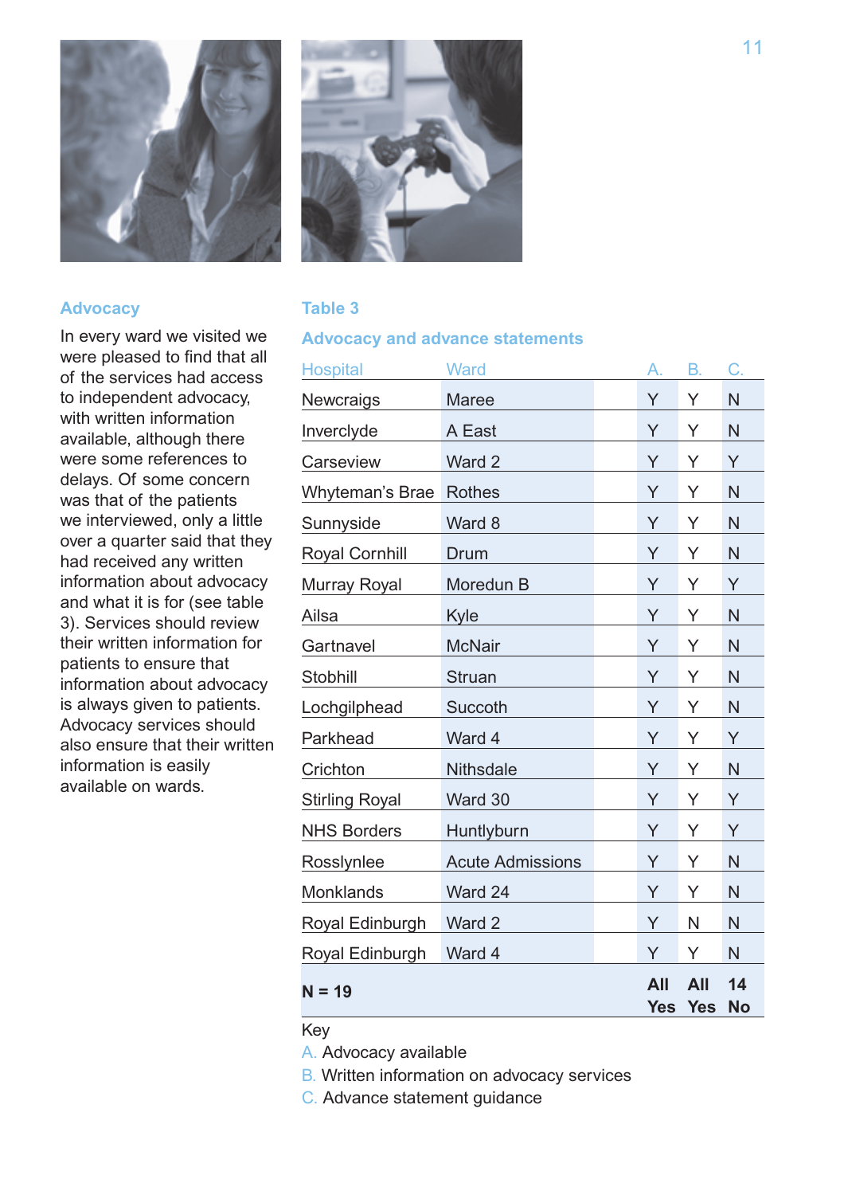## Advocacy

In every ward we visited we were pleased to find that all of the services had access to independent advocacy, with written information available, although there were some references to delays. Of some concern was that of the patients we interviewed, only a little over a quarter said that they had received any written information about advocacy and what it is for (see table 3). Services should review their written information for patients to ensure that information about advocacy is always given to patients. Advocacy services should also ensure that their written information is easily available on wards.

### Table 3

### Advocacy and advance statements

| Hospital | Ward | A. | B. | C. |
|---|---|---|---|---|
| Newcraigs | Maree | Y | Y | N |
| Inverclyde | A East | Y | Y | N |
| Carseview | Ward 2 | Y | Y | Y |
| Whyteman's Brae | Rothes | Y | Y | N |
| Sunnyside | Ward 8 | Y | Y | N |
| Royal Cornhill | Drum | Y | Y | N |
| Murray Royal | Moredun B | Y | Y | Y |
| Ailsa | Kyle | Y | Y | N |
| Gartnavel | McNair | Y | Y | N |
| Stobhill | Struan | Y | Y | N |
| Lochgilphead | Succoth | Y | Y | N |
| Parkhead | Ward 4 | Y | Y | Y |
| Crichton | Nithsdale | Y | Y | N |
| Stirling Royal | Ward 30 | Y | Y | Y |
| NHS Borders | Huntlyburn | Y | Y | Y |
| Rosslynlee | Acute Admissions | Y | Y | N |
| Monklands | Ward 24 | Y | Y | N |
| Royal Edinburgh | Ward 2 | Y | N | N |
| Royal Edinburgh | Ward 4 | Y | Y | N |
| **N = 19** | | **All Yes** | **All Yes** | **14 No** |

Key
A. Advocacy available
B. Written information on advocacy services
C. Advance statement guidance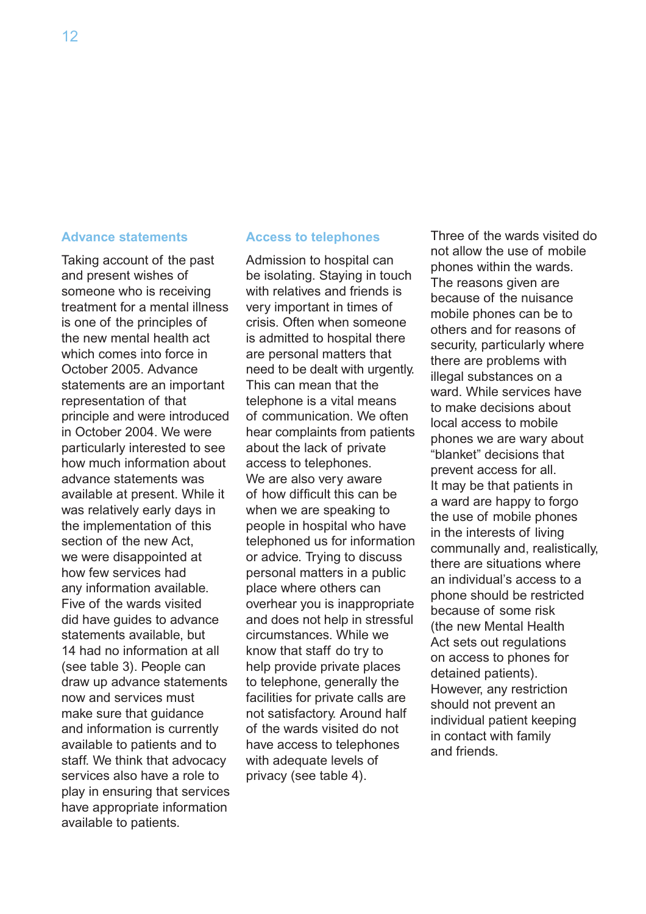## Advance statements

Taking account of the past and present wishes of someone who is receiving treatment for a mental illness is one of the principles of the new mental health act which comes into force in October 2005. Advance statements are an important representation of that principle and were introduced in October 2004. We were particularly interested to see how much information about advance statements was available at present. While it was relatively early days in the implementation of this section of the new Act, we were disappointed at how few services had any information available. Five of the wards visited did have guides to advance statements available, but 14 had no information at all (see table 3). People can draw up advance statements now and services must make sure that guidance and information is currently available to patients and to staff. We think that advocacy services also have a role to play in ensuring that services have appropriate information available to patients.

## Access to telephones

Admission to hospital can be isolating. Staying in touch with relatives and friends is very important in times of crisis. Often when someone is admitted to hospital there are personal matters that need to be dealt with urgently. This can mean that the telephone is a vital means of communication. We often hear complaints from patients about the lack of private access to telephones. We are also very aware of how difficult this can be when we are speaking to people in hospital who have telephoned us for information or advice. Trying to discuss personal matters in a public place where others can overhear you is inappropriate and does not help in stressful circumstances. While we know that staff do try to help provide private places to telephone, generally the facilities for private calls are not satisfactory. Around half of the wards visited do not have access to telephones with adequate levels of privacy (see table 4).

Three of the wards visited do not allow the use of mobile phones within the wards. The reasons given are because of the nuisance mobile phones can be to others and for reasons of security, particularly where there are problems with illegal substances on a ward. While services have to make decisions about local access to mobile phones we are wary about "blanket" decisions that prevent access for all. It may be that patients in a ward are happy to forgo the use of mobile phones in the interests of living communally and, realistically, there are situations where an individual's access to a phone should be restricted because of some risk (the new Mental Health Act sets out regulations on access to phones for detained patients). However, any restriction should not prevent an individual patient keeping in contact with family and friends.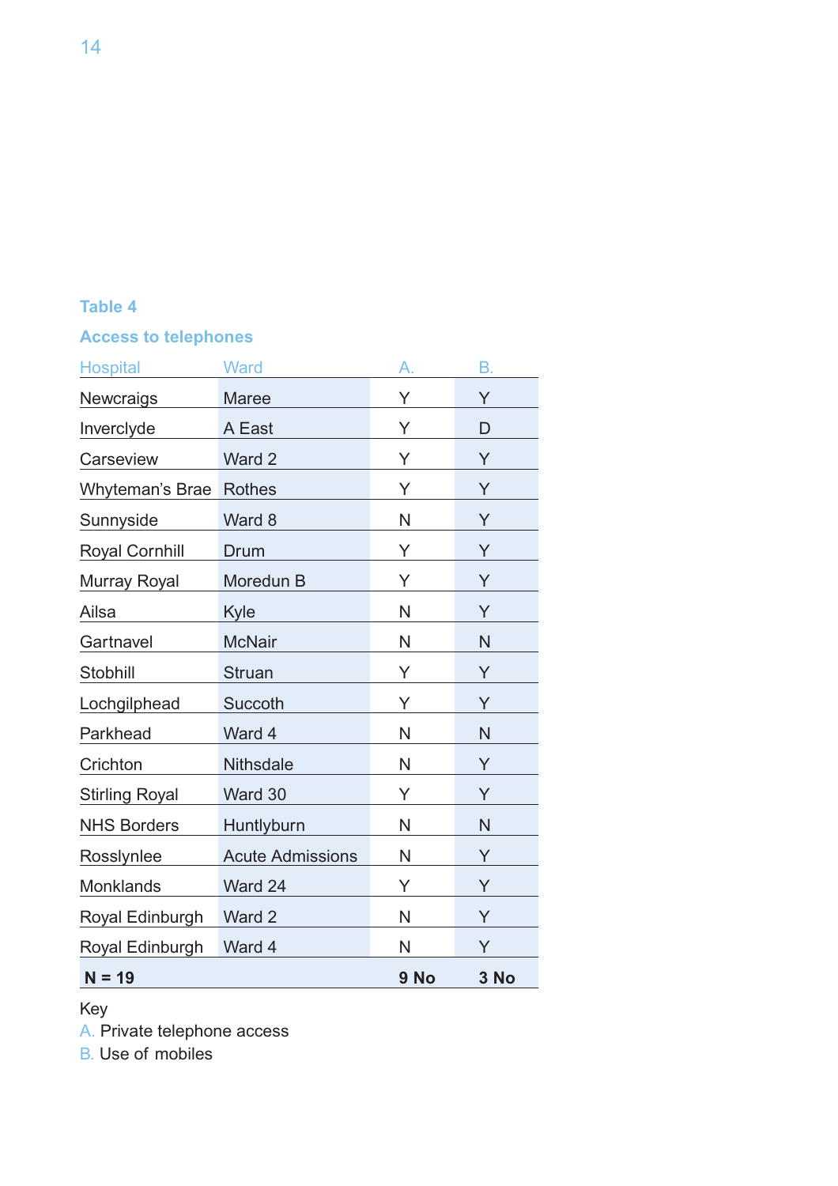**Table 4**

**Access to telephones**

| Hospital | Ward | A. | B. |
|---|---|---|---|
| Newcraigs | Maree | Y | Y |
| Inverclyde | A East | Y | D |
| Carseview | Ward 2 | Y | Y |
| Whyteman's Brae | Rothes | Y | Y |
| Sunnyside | Ward 8 | N | Y |
| Royal Cornhill | Drum | Y | Y |
| Murray Royal | Moredun B | Y | Y |
| Ailsa | Kyle | N | Y |
| Gartnavel | McNair | N | N |
| Stobhill | Struan | Y | Y |
| Lochgilphead | Succoth | Y | Y |
| Parkhead | Ward 4 | N | N |
| Crichton | Nithsdale | N | Y |
| Stirling Royal | Ward 30 | Y | Y |
| NHS Borders | Huntlyburn | N | N |
| Rosslynlee | Acute Admissions | N | Y |
| Monklands | Ward 24 | Y | Y |
| Royal Edinburgh | Ward 2 | N | Y |
| Royal Edinburgh | Ward 4 | N | Y |
| **N = 19** | | **9 No** | **3 No** |

Key

A. Private telephone access

B. Use of mobiles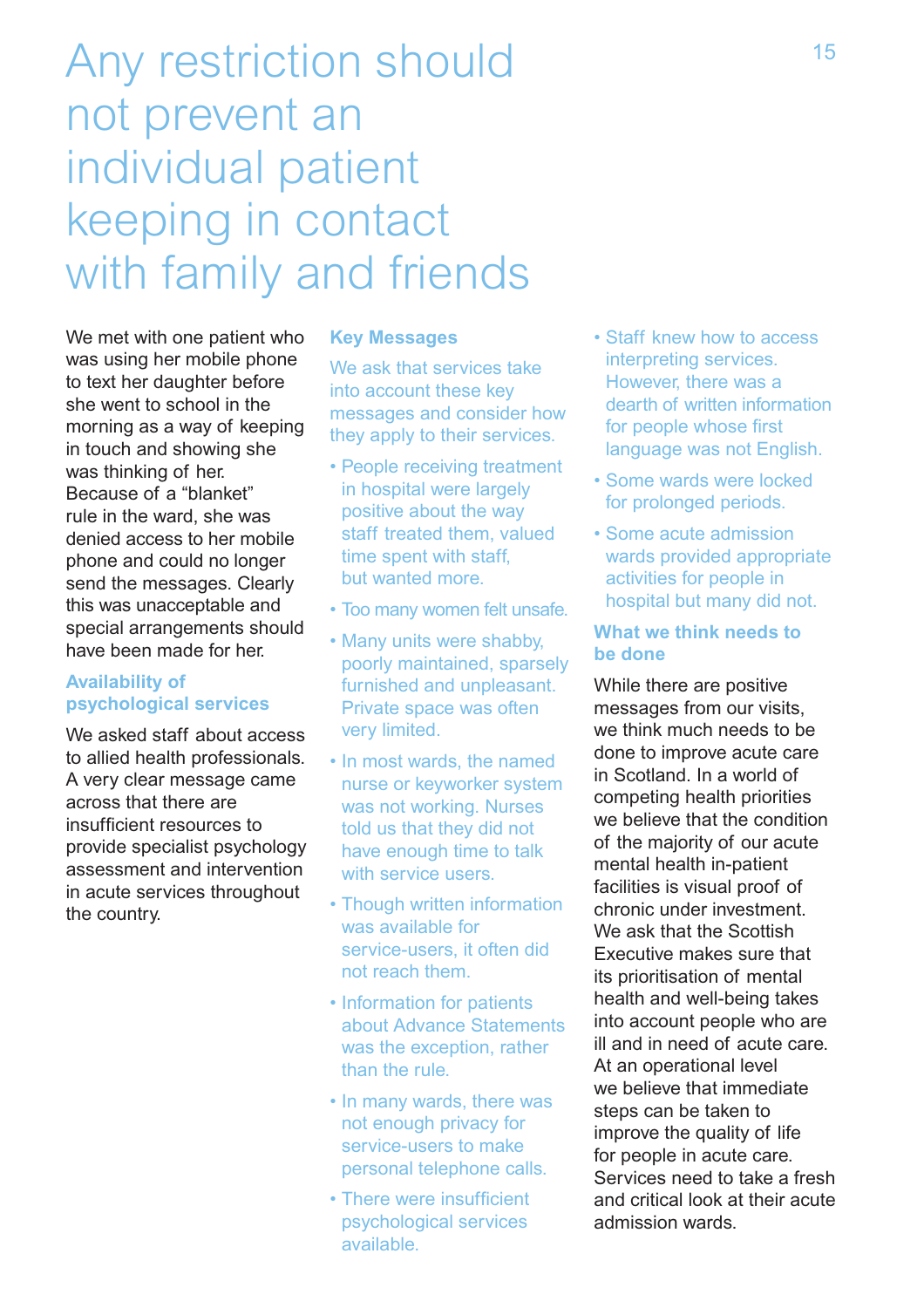# Any restriction should not prevent an individual patient keeping in contact with family and friends

We met with one patient who was using her mobile phone to text her daughter before she went to school in the morning as a way of keeping in touch and showing she was thinking of her. Because of a "blanket" rule in the ward, she was denied access to her mobile phone and could no longer send the messages. Clearly this was unacceptable and special arrangements should have been made for her.

### Availability of psychological services

We asked staff about access to allied health professionals. A very clear message came across that there are insufficient resources to provide specialist psychology assessment and intervention in acute services throughout the country.

### Key Messages

We ask that services take into account these key messages and consider how they apply to their services.

- People receiving treatment in hospital were largely positive about the way staff treated them, valued time spent with staff, but wanted more.
- Too many women felt unsafe.
- Many units were shabby, poorly maintained, sparsely furnished and unpleasant. Private space was often very limited.
- In most wards, the named nurse or keyworker system was not working. Nurses told us that they did not have enough time to talk with service users.
- Though written information was available for service-users, it often did not reach them.
- Information for patients about Advance Statements was the exception, rather than the rule.
- In many wards, there was not enough privacy for service-users to make personal telephone calls.
- There were insufficient psychological services available.
- Staff knew how to access interpreting services. However, there was a dearth of written information for people whose first language was not English.
- Some wards were locked for prolonged periods.
- Some acute admission wards provided appropriate activities for people in hospital but many did not.

### What we think needs to be done

While there are positive messages from our visits, we think much needs to be done to improve acute care in Scotland. In a world of competing health priorities we believe that the condition of the majority of our acute mental health in-patient facilities is visual proof of chronic under investment. We ask that the Scottish Executive makes sure that its prioritisation of mental health and well-being takes into account people who are ill and in need of acute care. At an operational level we believe that immediate steps can be taken to improve the quality of life for people in acute care. Services need to take a fresh and critical look at their acute admission wards.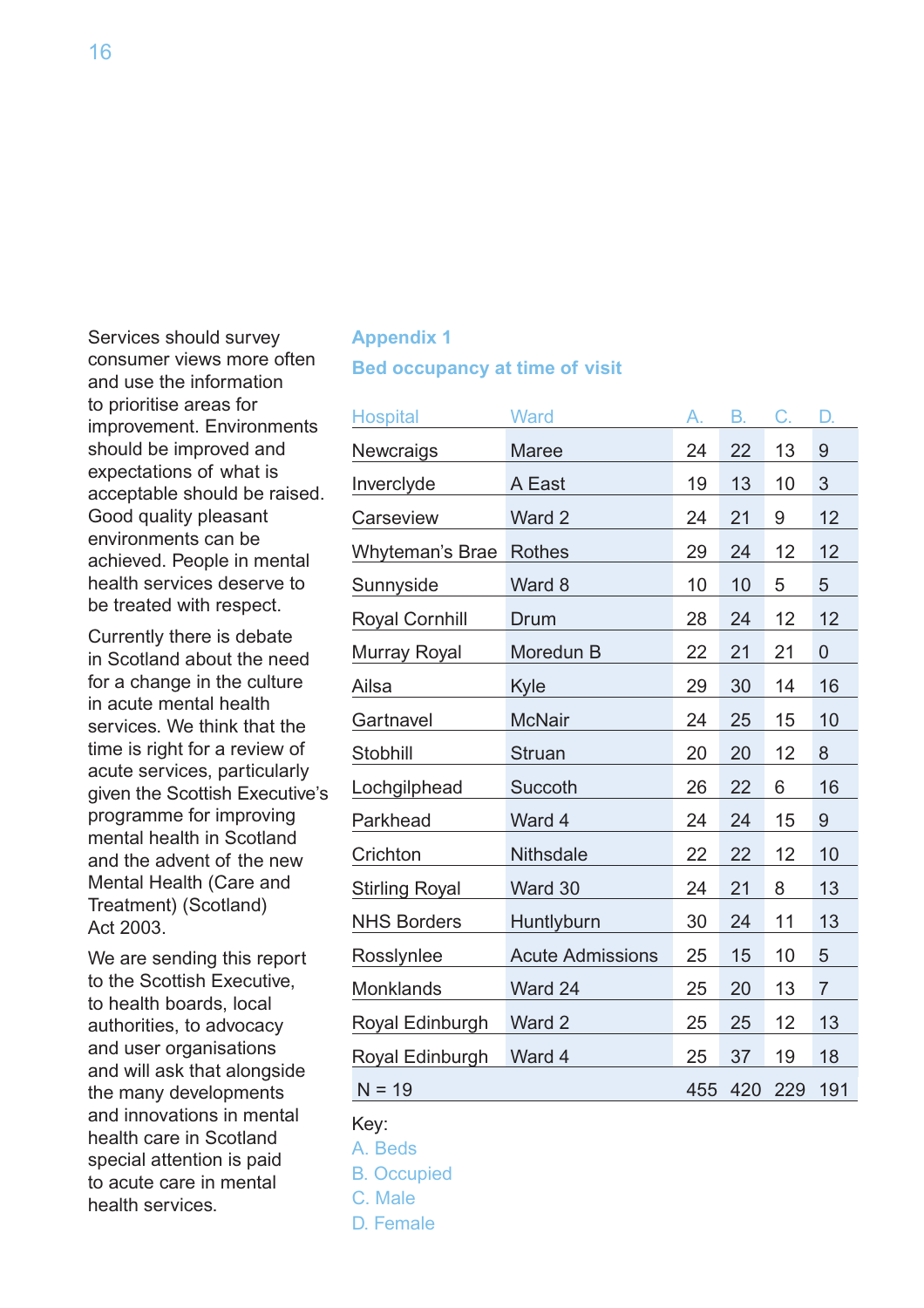Services should survey consumer views more often and use the information to prioritise areas for improvement. Environments should be improved and expectations of what is acceptable should be raised. Good quality pleasant environments can be achieved. People in mental health services deserve to be treated with respect.

Currently there is debate in Scotland about the need for a change in the culture in acute mental health services. We think that the time is right for a review of acute services, particularly given the Scottish Executive's programme for improving mental health in Scotland and the advent of the new Mental Health (Care and Treatment) (Scotland) Act 2003.

We are sending this report to the Scottish Executive, to health boards, local authorities, to advocacy and user organisations and will ask that alongside the many developments and innovations in mental health care in Scotland special attention is paid to acute care in mental health services.

## Appendix 1

### Bed occupancy at time of visit

| Hospital | Ward | A. | B. | C. | D. |
|---|---|---|---|---|---|
| Newcraigs | Maree | 24 | 22 | 13 | 9 |
| Inverclyde | A East | 19 | 13 | 10 | 3 |
| Carseview | Ward 2 | 24 | 21 | 9 | 12 |
| Whyteman's Brae | Rothes | 29 | 24 | 12 | 12 |
| Sunnyside | Ward 8 | 10 | 10 | 5 | 5 |
| Royal Cornhill | Drum | 28 | 24 | 12 | 12 |
| Murray Royal | Moredun B | 22 | 21 | 21 | 0 |
| Ailsa | Kyle | 29 | 30 | 14 | 16 |
| Gartnavel | McNair | 24 | 25 | 15 | 10 |
| Stobhill | Struan | 20 | 20 | 12 | 8 |
| Lochgilphead | Succoth | 26 | 22 | 6 | 16 |
| Parkhead | Ward 4 | 24 | 24 | 15 | 9 |
| Crichton | Nithsdale | 22 | 22 | 12 | 10 |
| Stirling Royal | Ward 30 | 24 | 21 | 8 | 13 |
| NHS Borders | Huntlyburn | 30 | 24 | 11 | 13 |
| Rosslynlee | Acute Admissions | 25 | 15 | 10 | 5 |
| Monklands | Ward 24 | 25 | 20 | 13 | 7 |
| Royal Edinburgh | Ward 2 | 25 | 25 | 12 | 13 |
| Royal Edinburgh | Ward 4 | 25 | 37 | 19 | 18 |
| N = 19 | | 455 | 420 | 229 | 191 |

Key:
A. Beds
B. Occupied
C. Male
D. Female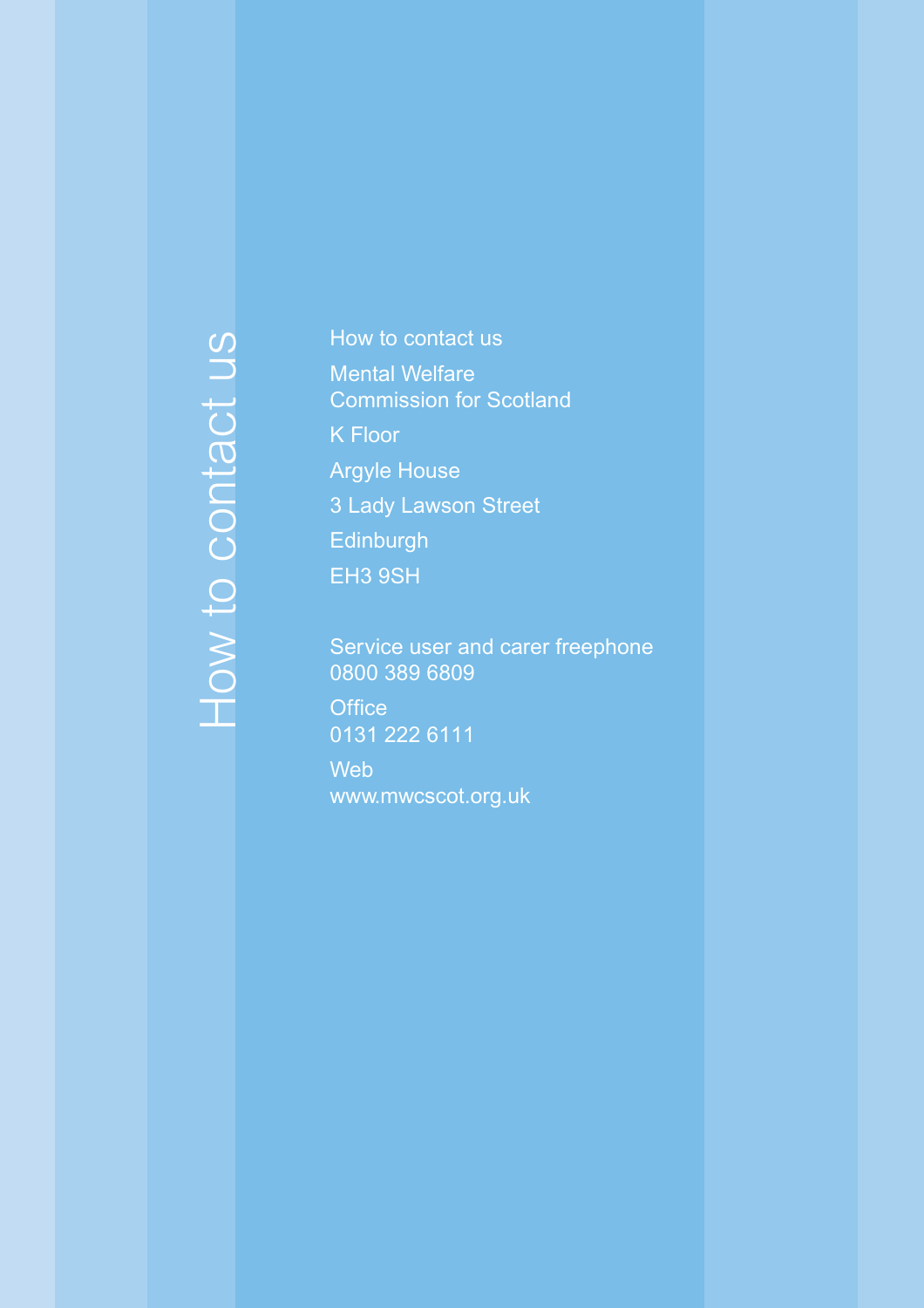# How to contact us

How to contact us

Mental Welfare
Commission for Scotland

K Floor

Argyle House

3 Lady Lawson Street

Edinburgh

EH3 9SH

Service user and carer freephone
0800 389 6809

Office
0131 222 6111

Web
www.mwcscot.org.uk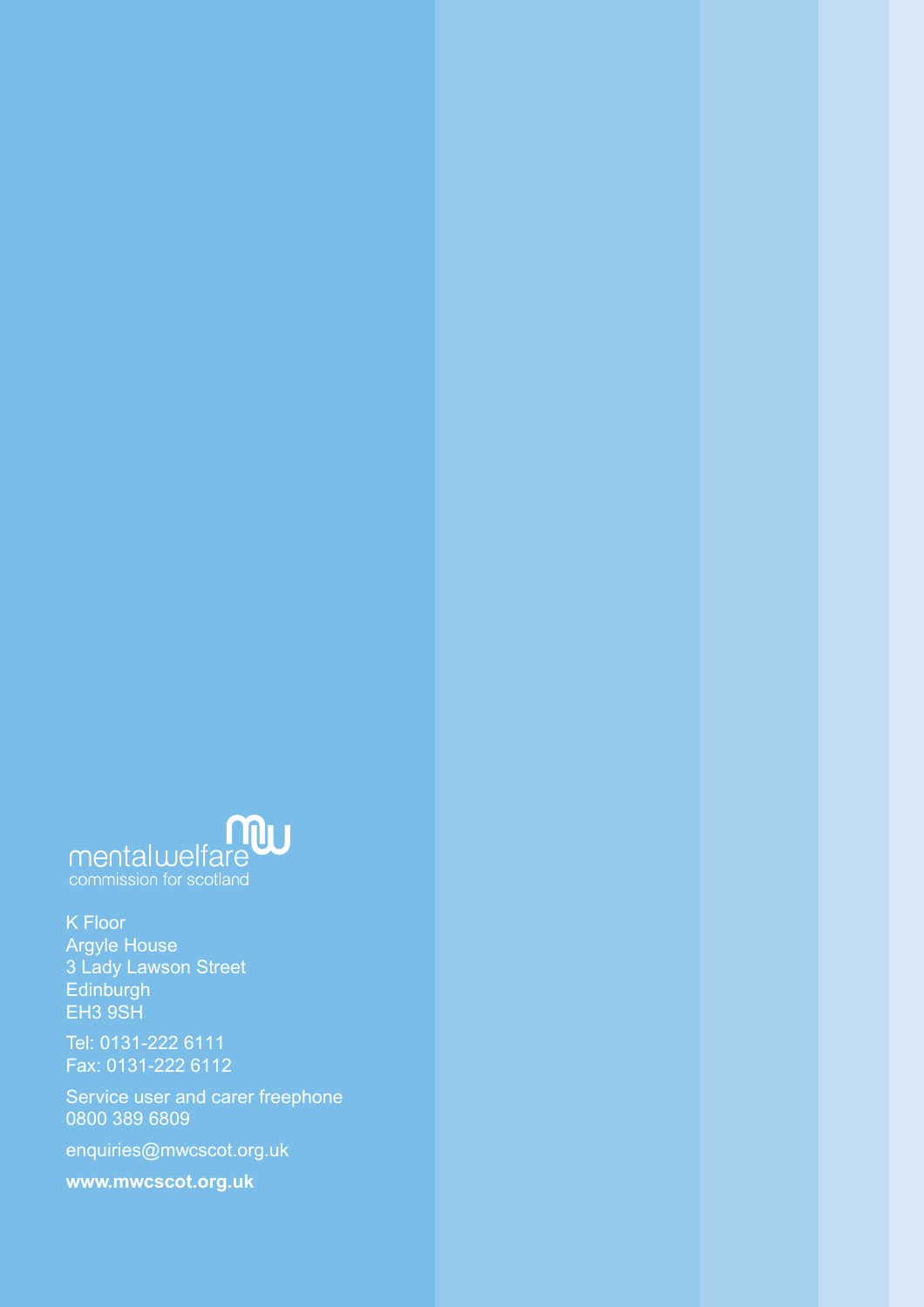mentalwelfare
commission for scotland

K Floor
Argyle House
3 Lady Lawson Street
Edinburgh
EH3 9SH

Tel: 0131-222 6111
Fax: 0131-222 6112

Service user and carer freephone
0800 389 6809

enquiries@mwcscot.org.uk

**www.mwcscot.org.uk**